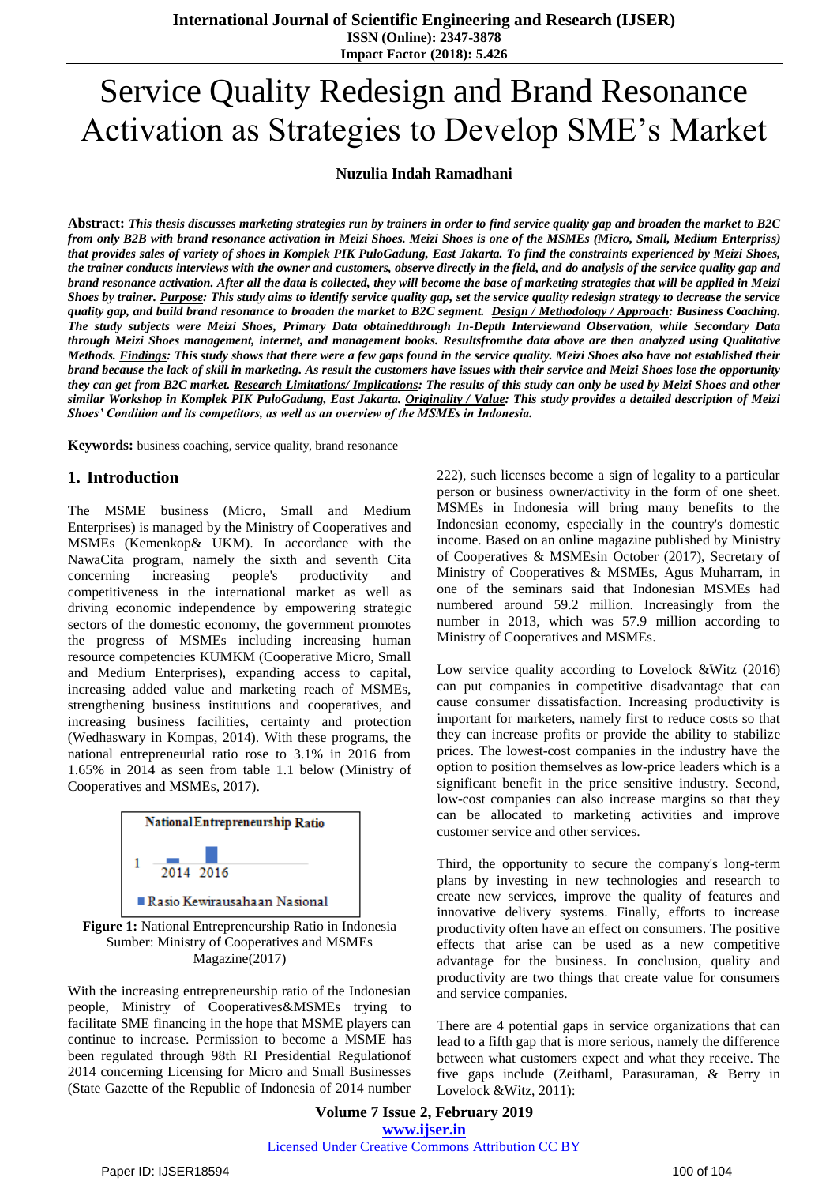# Service Quality Redesign and Brand Resonance Activation as Strategies to Develop SME's Market

**Nuzulia Indah Ramadhani**

**Abstract:** ***This thesis discusses marketing strategies run by trainers in order to find service quality gap and broaden the market to B2C from only B2B with brand resonance activation in Meizi Shoes. Meizi Shoes is one of the MSMEs (Micro, Small, Medium Enterpriss) that provides sales of variety of shoes in Komplek PIK PuloGadung, East Jakarta. To find the constraints experienced by Meizi Shoes, the trainer conducts interviews with the owner and customers, observe directly in the field, and do analysis of the service quality gap and brand resonance activation. After all the data is collected, they will become the base of marketing strategies that will be applied in Meizi Shoes by trainer. Purpose: This study aims to identify service quality gap, set the service quality redesign strategy to decrease the service quality gap, and build brand resonance to broaden the market to B2C segment. Design / Methodology / Approach: Business Coaching. The study subjects were Meizi Shoes, Primary Data obtainedthrough In-Depth Interviewand Observation, while Secondary Data through Meizi Shoes management, internet, and management books. Resultsfromthe data above are then analyzed using Qualitative Methods. Findings: This study shows that there were a few gaps found in the service quality. Meizi Shoes also have not established their brand because the lack of skill in marketing. As result the customers have issues with their service and Meizi Shoes lose the opportunity they can get from B2C market. Research Limitations/ Implications: The results of this study can only be used by Meizi Shoes and other similar Workshop in Komplek PIK PuloGadung, East Jakarta. Originality / Value: This study provides a detailed description of Meizi Shoes' Condition and its competitors, as well as an overview of the MSMEs in Indonesia.***

**Keywords:** business coaching, service quality, brand resonance

## 1. Introduction

The MSME business (Micro, Small and Medium Enterprises) is managed by the Ministry of Cooperatives and MSMEs (Kemenkop& UKM). In accordance with the NawaCita program, namely the sixth and seventh Cita concerning increasing people's productivity and competitiveness in the international market as well as driving economic independence by empowering strategic sectors of the domestic economy, the government promotes the progress of MSMEs including increasing human resource competencies KUMKM (Cooperative Micro, Small and Medium Enterprises), expanding access to capital, increasing added value and marketing reach of MSMEs, strengthening business institutions and cooperatives, and increasing business facilities, certainty and protection (Wedhaswary in Kompas, 2014). With these programs, the national entrepreneurial ratio rose to 3.1% in 2016 from 1.65% in 2014 as seen from table 1.1 below (Ministry of Cooperatives and MSMEs, 2017).

**Figure 1:** National Entrepreneurship Ratio in Indonesia
Sumber: Ministry of Cooperatives and MSMEs Magazine(2017)

With the increasing entrepreneurship ratio of the Indonesian people, Ministry of Cooperatives&MSMEs trying to facilitate SME financing in the hope that MSME players can continue to increase. Permission to become a MSME has been regulated through 98th RI Presidential Regulationof 2014 concerning Licensing for Micro and Small Businesses (State Gazette of the Republic of Indonesia of 2014 number 222), such licenses become a sign of legality to a particular person or business owner/activity in the form of one sheet. MSMEs in Indonesia will bring many benefits to the Indonesian economy, especially in the country's domestic income. Based on an online magazine published by Ministry of Cooperatives & MSMEsin October (2017), Secretary of Ministry of Cooperatives & MSMEs, Agus Muharram, in one of the seminars said that Indonesian MSMEs had numbered around 59.2 million. Increasingly from the number in 2013, which was 57.9 million according to Ministry of Cooperatives and MSMEs.

Low service quality according to Lovelock &Witz (2016) can put companies in competitive disadvantage that can cause consumer dissatisfaction. Increasing productivity is important for marketers, namely first to reduce costs so that they can increase profits or provide the ability to stabilize prices. The lowest-cost companies in the industry have the option to position themselves as low-price leaders which is a significant benefit in the price sensitive industry. Second, low-cost companies can also increase margins so that they can be allocated to marketing activities and improve customer service and other services.

Third, the opportunity to secure the company's long-term plans by investing in new technologies and research to create new services, improve the quality of features and innovative delivery systems. Finally, efforts to increase productivity often have an effect on consumers. The positive effects that arise can be used as a new competitive advantage for the business. In conclusion, quality and productivity are two things that create value for consumers and service companies.

There are 4 potential gaps in service organizations that can lead to a fifth gap that is more serious, namely the difference between what customers expect and what they receive. The five gaps include (Zeithaml, Parasuraman, & Berry in Lovelock &Witz, 2011):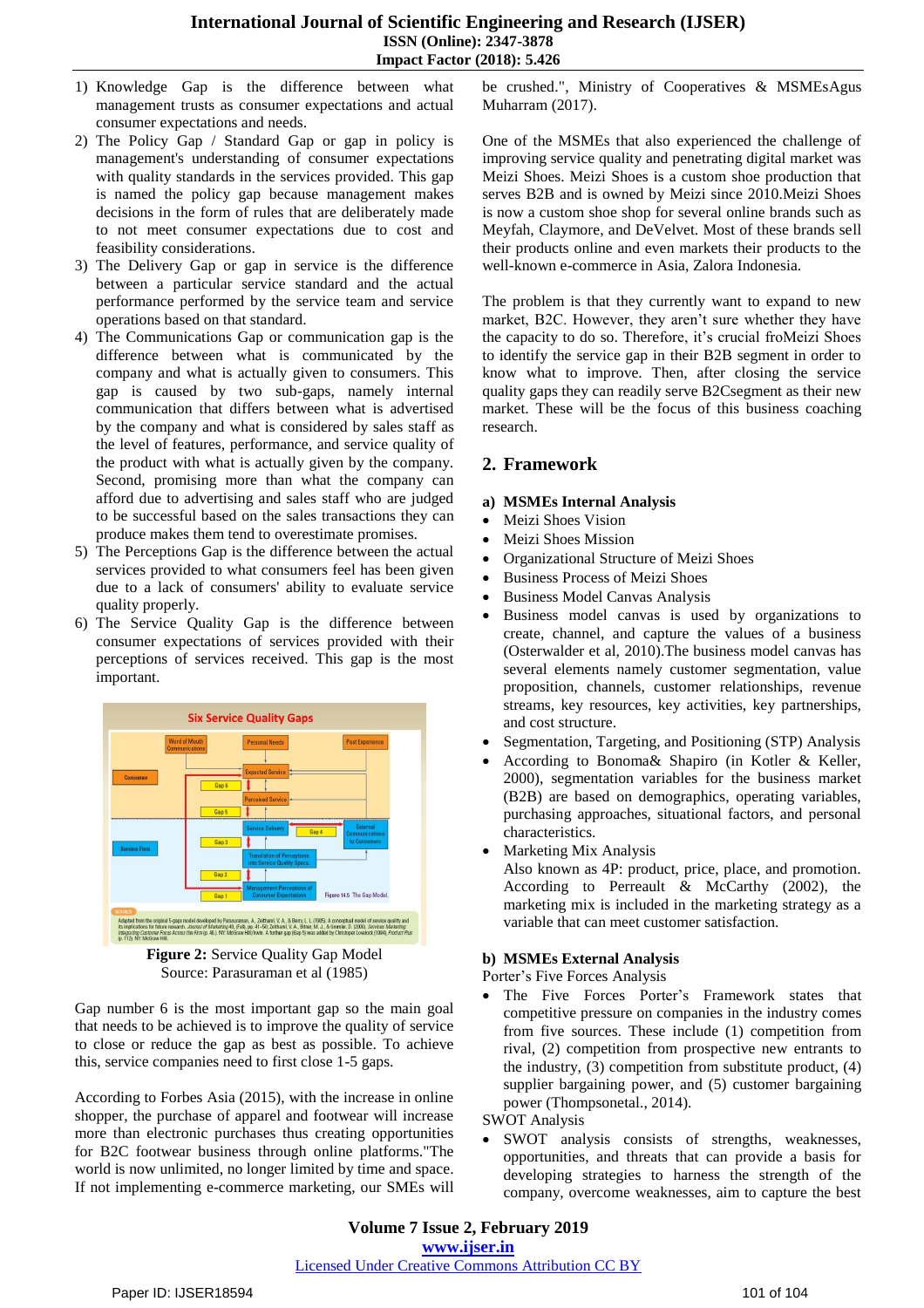1) Knowledge Gap is the difference between what management trusts as consumer expectations and actual consumer expectations and needs.
2) The Policy Gap / Standard Gap or gap in policy is management's understanding of consumer expectations with quality standards in the services provided. This gap is named the policy gap because management makes decisions in the form of rules that are deliberately made to not meet consumer expectations due to cost and feasibility considerations.
3) The Delivery Gap or gap in service is the difference between a particular service standard and the actual performance performed by the service team and service operations based on that standard.
4) The Communications Gap or communication gap is the difference between what is communicated by the company and what is actually given to consumers. This gap is caused by two sub-gaps, namely internal communication that differs between what is advertised by the company and what is considered by sales staff as the level of features, performance, and service quality of the product with what is actually given by the company. Second, promising more than what the company can afford due to advertising and sales staff who are judged to be successful based on the sales transactions they can produce makes them tend to overestimate promises.
5) The Perceptions Gap is the difference between the actual services provided to what consumers feel has been given due to a lack of consumers' ability to evaluate service quality properly.
6) The Service Quality Gap is the difference between consumer expectations of services provided with their perceptions of services received. This gap is the most important.

**Figure 2:** Service Quality Gap Model
Source: Parasuraman et al (1985)

Gap number 6 is the most important gap so the main goal that needs to be achieved is to improve the quality of service to close or reduce the gap as best as possible. To achieve this, service companies need to first close 1-5 gaps.

According to Forbes Asia (2015), with the increase in online shopper, the purchase of apparel and footwear will increase more than electronic purchases thus creating opportunities for B2C footwear business through online platforms."The world is now unlimited, no longer limited by time and space. If not implementing e-commerce marketing, our SMEs will be crushed.", Ministry of Cooperatives & MSMEsAgus Muharram (2017).

One of the MSMEs that also experienced the challenge of improving service quality and penetrating digital market was Meizi Shoes. Meizi Shoes is a custom shoe production that serves B2B and is owned by Meizi since 2010.Meizi Shoes is now a custom shoe shop for several online brands such as Meyfah, Claymore, and DeVelvet. Most of these brands sell their products online and even markets their products to the well-known e-commerce in Asia, Zalora Indonesia.

The problem is that they currently want to expand to new market, B2C. However, they aren't sure whether they have the capacity to do so. Therefore, it's crucial froMeizi Shoes to identify the service gap in their B2B segment in order to know what to improve. Then, after closing the service quality gaps they can readily serve B2Csegment as their new market. These will be the focus of this business coaching research.

## 2. Framework

### a) MSMEs Internal Analysis

- Meizi Shoes Vision
- Meizi Shoes Mission
- Organizational Structure of Meizi Shoes
- Business Process of Meizi Shoes
- Business Model Canvas Analysis
- Business model canvas is used by organizations to create, channel, and capture the values of a business (Osterwalder et al, 2010).The business model canvas has several elements namely customer segmentation, value proposition, channels, customer relationships, revenue streams, key resources, key activities, key partnerships, and cost structure.
- Segmentation, Targeting, and Positioning (STP) Analysis
- According to Bonoma& Shapiro (in Kotler & Keller, 2000), segmentation variables for the business market (B2B) are based on demographics, operating variables, purchasing approaches, situational factors, and personal characteristics.
- Marketing Mix Analysis

  Also known as 4P: product, price, place, and promotion. According to Perreault & McCarthy (2002), the marketing mix is included in the marketing strategy as a variable that can meet customer satisfaction.

### b) MSMEs External Analysis

Porter's Five Forces Analysis

- The Five Forces Porter's Framework states that competitive pressure on companies in the industry comes from five sources. These include (1) competition from rival, (2) competition from prospective new entrants to the industry, (3) competition from substitute product, (4) supplier bargaining power, and (5) customer bargaining power (Thompsonetal., 2014).

SWOT Analysis

- SWOT analysis consists of strengths, weaknesses, opportunities, and threats that can provide a basis for developing strategies to harness the strength of the company, overcome weaknesses, aim to capture the best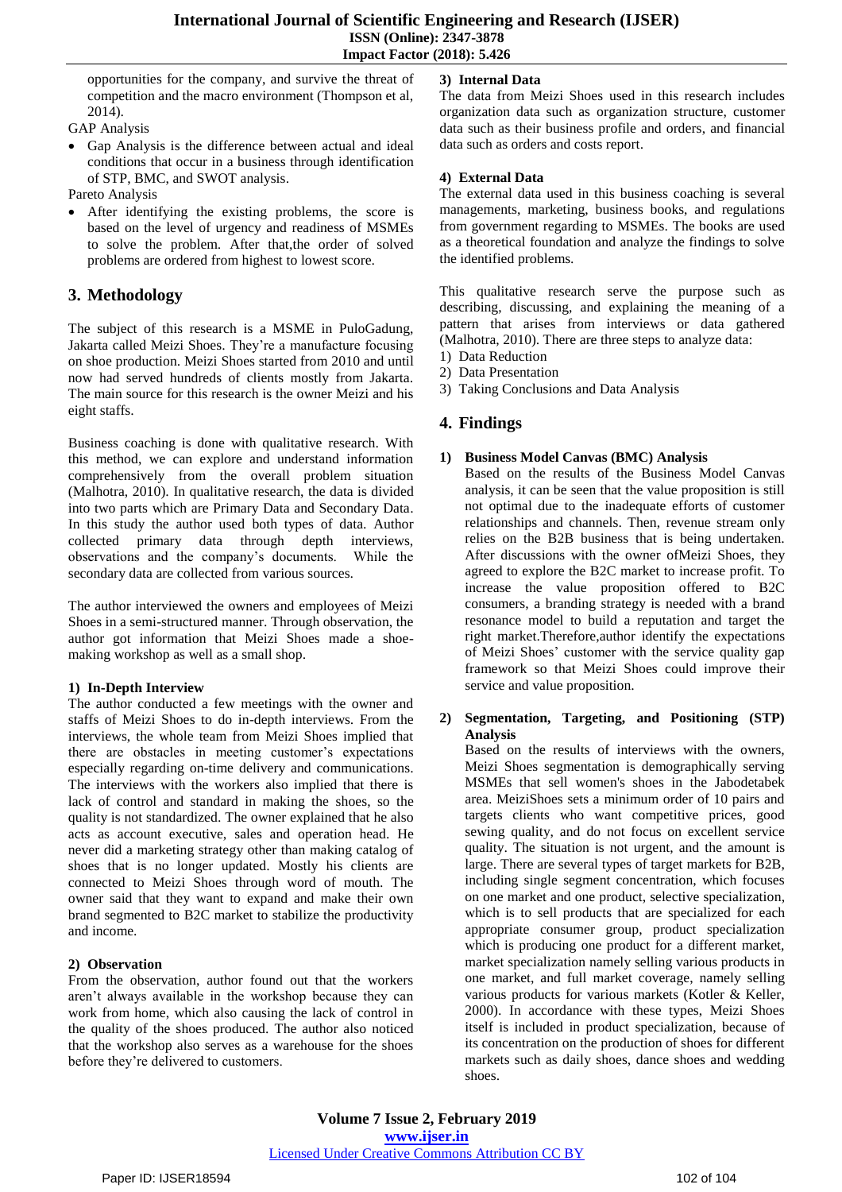opportunities for the company, and survive the threat of competition and the macro environment (Thompson et al, 2014).

GAP Analysis

- Gap Analysis is the difference between actual and ideal conditions that occur in a business through identification of STP, BMC, and SWOT analysis.

Pareto Analysis

- After identifying the existing problems, the score is based on the level of urgency and readiness of MSMEs to solve the problem. After that,the order of solved problems are ordered from highest to lowest score.

## 3. Methodology

The subject of this research is a MSME in PuloGadung, Jakarta called Meizi Shoes. They're a manufacture focusing on shoe production. Meizi Shoes started from 2010 and until now had served hundreds of clients mostly from Jakarta. The main source for this research is the owner Meizi and his eight staffs.

Business coaching is done with qualitative research. With this method, we can explore and understand information comprehensively from the overall problem situation (Malhotra, 2010). In qualitative research, the data is divided into two parts which are Primary Data and Secondary Data. In this study the author used both types of data. Author collected primary data through depth interviews, observations and the company's documents. While the secondary data are collected from various sources.

The author interviewed the owners and employees of Meizi Shoes in a semi-structured manner. Through observation, the author got information that Meizi Shoes made a shoe-making workshop as well as a small shop.

### 1) In-Depth Interview

The author conducted a few meetings with the owner and staffs of Meizi Shoes to do in-depth interviews. From the interviews, the whole team from Meizi Shoes implied that there are obstacles in meeting customer's expectations especially regarding on-time delivery and communications. The interviews with the workers also implied that there is lack of control and standard in making the shoes, so the quality is not standardized. The owner explained that he also acts as account executive, sales and operation head. He never did a marketing strategy other than making catalog of shoes that is no longer updated. Mostly his clients are connected to Meizi Shoes through word of mouth. The owner said that they want to expand and make their own brand segmented to B2C market to stabilize the productivity and income.

### 2) Observation

From the observation, author found out that the workers aren't always available in the workshop because they can work from home, which also causing the lack of control in the quality of the shoes produced. The author also noticed that the workshop also serves as a warehouse for the shoes before they're delivered to customers.

### 3) Internal Data

The data from Meizi Shoes used in this research includes organization data such as organization structure, customer data such as their business profile and orders, and financial data such as orders and costs report.

### 4) External Data

The external data used in this business coaching is several managements, marketing, business books, and regulations from government regarding to MSMEs. The books are used as a theoretical foundation and analyze the findings to solve the identified problems.

This qualitative research serve the purpose such as describing, discussing, and explaining the meaning of a pattern that arises from interviews or data gathered (Malhotra, 2010). There are three steps to analyze data:

1) Data Reduction
2) Data Presentation
3) Taking Conclusions and Data Analysis

## 4. Findings

### 1) Business Model Canvas (BMC) Analysis

Based on the results of the Business Model Canvas analysis, it can be seen that the value proposition is still not optimal due to the inadequate efforts of customer relationships and channels. Then, revenue stream only relies on the B2B business that is being undertaken. After discussions with the owner ofMeizi Shoes, they agreed to explore the B2C market to increase profit. To increase the value proposition offered to B2C consumers, a branding strategy is needed with a brand resonance model to build a reputation and target the right market.Therefore,author identify the expectations of Meizi Shoes' customer with the service quality gap framework so that Meizi Shoes could improve their service and value proposition.

### 2) Segmentation, Targeting, and Positioning (STP) Analysis

Based on the results of interviews with the owners, Meizi Shoes segmentation is demographically serving MSMEs that sell women's shoes in the Jabodetabek area. MeiziShoes sets a minimum order of 10 pairs and targets clients who want competitive prices, good sewing quality, and do not focus on excellent service quality. The situation is not urgent, and the amount is large. There are several types of target markets for B2B, including single segment concentration, which focuses on one market and one product, selective specialization, which is to sell products that are specialized for each appropriate consumer group, product specialization which is producing one product for a different market, market specialization namely selling various products in one market, and full market coverage, namely selling various products for various markets (Kotler & Keller, 2000). In accordance with these types, Meizi Shoes itself is included in product specialization, because of its concentration on the production of shoes for different markets such as daily shoes, dance shoes and wedding shoes.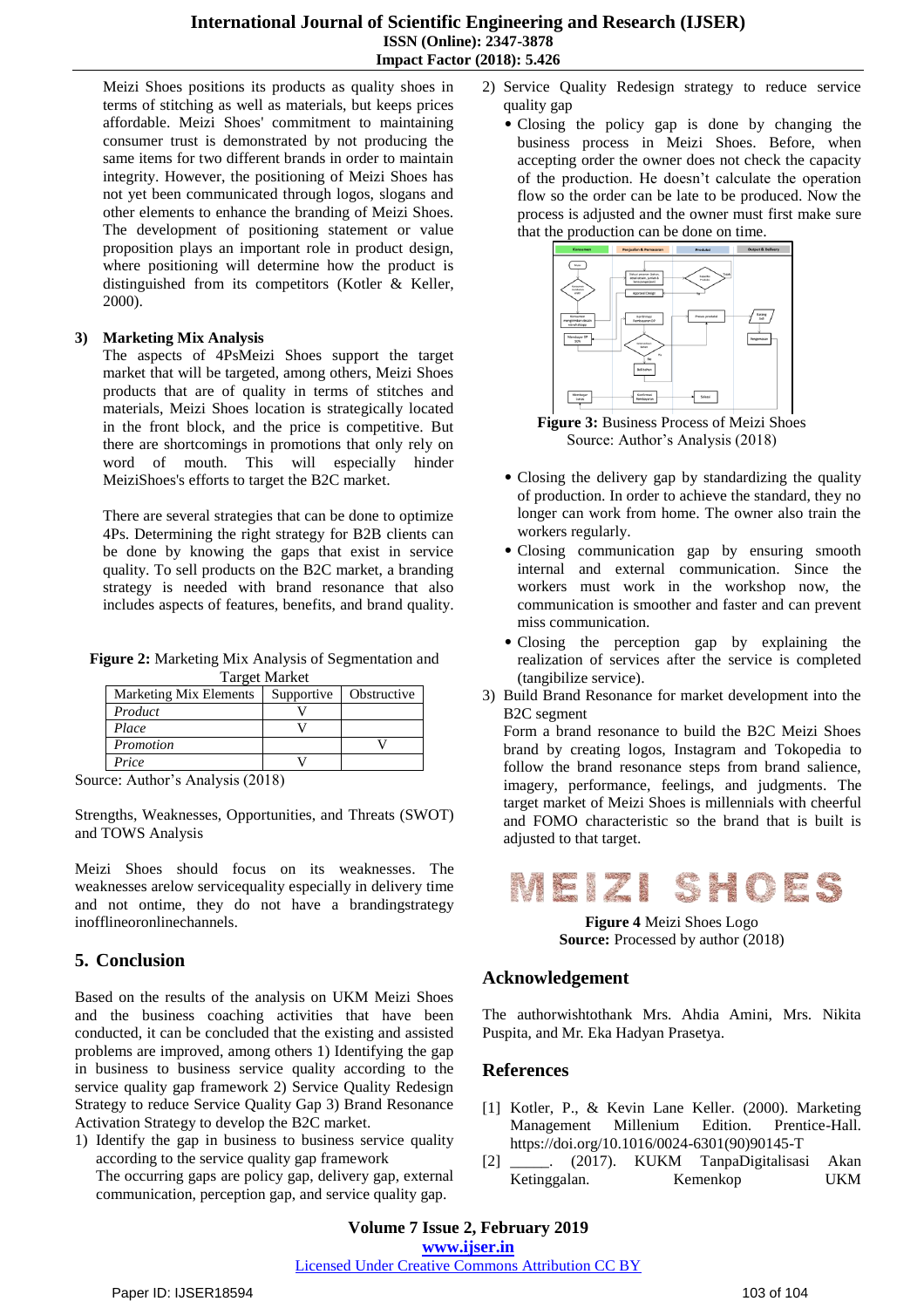Meizi Shoes positions its products as quality shoes in terms of stitching as well as materials, but keeps prices affordable. Meizi Shoes' commitment to maintaining consumer trust is demonstrated by not producing the same items for two different brands in order to maintain integrity. However, the positioning of Meizi Shoes has not yet been communicated through logos, slogans and other elements to enhance the branding of Meizi Shoes. The development of positioning statement or value proposition plays an important role in product design, where positioning will determine how the product is distinguished from its competitors (Kotler & Keller, 2000).

### 3) Marketing Mix Analysis

The aspects of 4PsMeizi Shoes support the target market that will be targeted, among others, Meizi Shoes products that are of quality in terms of stitches and materials, Meizi Shoes location is strategically located in the front block, and the price is competitive. But there are shortcomings in promotions that only rely on word of mouth. This will especially hinder MeiziShoes's efforts to target the B2C market.

There are several strategies that can be done to optimize 4Ps. Determining the right strategy for B2B clients can be done by knowing the gaps that exist in service quality. To sell products on the B2C market, a branding strategy is needed with brand resonance that also includes aspects of features, benefits, and brand quality.

**Figure 2:** Marketing Mix Analysis of Segmentation and Target Market

| Marketing Mix Elements | Supportive | Obstructive |
|---|---|---|
| *Product* | V | |
| *Place* | V | |
| *Promotion* | | V |
| *Price* | V | |

Source: Author's Analysis (2018)

Strengths, Weaknesses, Opportunities, and Threats (SWOT) and TOWS Analysis

Meizi Shoes should focus on its weaknesses. The weaknesses arelow servicequality especially in delivery time and not ontime, they do not have a brandingstrategy inofflineoronlinechannels.

## 5. Conclusion

Based on the results of the analysis on UKM Meizi Shoes and the business coaching activities that have been conducted, it can be concluded that the existing and assisted problems are improved, among others 1) Identifying the gap in business to business service quality according to the service quality gap framework 2) Service Quality Redesign Strategy to reduce Service Quality Gap 3) Brand Resonance Activation Strategy to develop the B2C market.

1) Identify the gap in business to business service quality according to the service quality gap framework
   The occurring gaps are policy gap, delivery gap, external communication, perception gap, and service quality gap.
2) Service Quality Redesign strategy to reduce service quality gap
   - Closing the policy gap is done by changing the business process in Meizi Shoes. Before, when accepting order the owner does not check the capacity of the production. He doesn't calculate the operation flow so the order can be late to be produced. Now the process is adjusted and the owner must first make sure that the production can be done on time.

**Figure 3:** Business Process of Meizi Shoes
Source: Author's Analysis (2018)

   - Closing the delivery gap by standardizing the quality of production. In order to achieve the standard, they no longer can work from home. The owner also train the workers regularly.
   - Closing communication gap by ensuring smooth internal and external communication. Since the workers must work in the workshop now, the communication is smoother and faster and can prevent miss communication.
   - Closing the perception gap by explaining the realization of services after the service is completed (tangibilize service).
3) Build Brand Resonance for market development into the B2C segment
   Form a brand resonance to build the B2C Meizi Shoes brand by creating logos, Instagram and Tokopedia to follow the brand resonance steps from brand salience, imagery, performance, feelings, and judgments. The target market of Meizi Shoes is millennials with cheerful and FOMO characteristic so the brand that is built is adjusted to that target.

MEIZI SHOES

**Figure 4** Meizi Shoes Logo
**Source:** Processed by author (2018)

## Acknowledgement

The authorwishtothank Mrs. Ahdia Amini, Mrs. Nikita Puspita, and Mr. Eka Hadyan Prasetya.

## References

[1] Kotler, P., & Kevin Lane Keller. (2000). Marketing Management Millenium Edition. Prentice-Hall. https://doi.org/10.1016/0024-6301(90)90145-T

[2] _____. (2017). KUKM TanpaDigitalisasi Akan Ketinggalan. Kemenkop UKM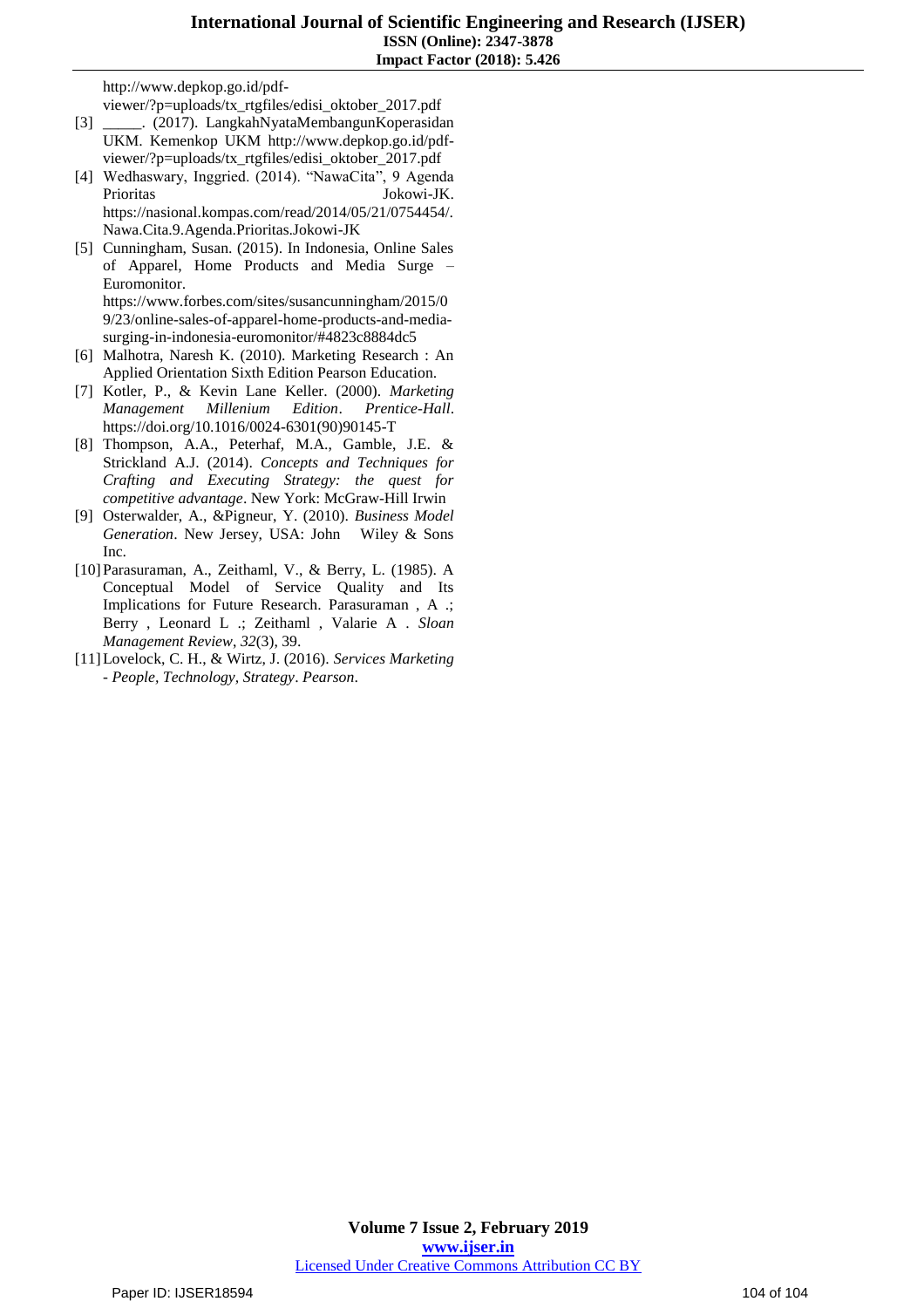http://www.depkop.go.id/pdf-viewer/?p=uploads/tx_rtgfiles/edisi_oktober_2017.pdf

[3] _____. (2017). LangkahNyataMembangunKoperasidan UKM. Kemenkop UKM http://www.depkop.go.id/pdf-viewer/?p=uploads/tx_rtgfiles/edisi_oktober_2017.pdf

[4] Wedhaswary, Inggried. (2014). "NawaCita", 9 Agenda Prioritas Jokowi-JK. https://nasional.kompas.com/read/2014/05/21/0754454/.Nawa.Cita.9.Agenda.Prioritas.Jokowi-JK

[5] Cunningham, Susan. (2015). In Indonesia, Online Sales of Apparel, Home Products and Media Surge – Euromonitor. https://www.forbes.com/sites/susancunningham/2015/09/23/online-sales-of-apparel-home-products-and-media-surging-in-indonesia-euromonitor/#4823c8884dc5

[6] Malhotra, Naresh K. (2010). Marketing Research : An Applied Orientation Sixth Edition Pearson Education.

[7] Kotler, P., & Kevin Lane Keller. (2000). *Marketing Management Millenium Edition*. *Prentice-Hall*. https://doi.org/10.1016/0024-6301(90)90145-T

[8] Thompson, A.A., Peterhaf, M.A., Gamble, J.E. & Strickland A.J. (2014). *Concepts and Techniques for Crafting and Executing Strategy: the quest for competitive advantage*. New York: McGraw-Hill Irwin

[9] Osterwalder, A., &Pigneur, Y. (2010). *Business Model Generation*. New Jersey, USA: John Wiley & Sons Inc.

[10] Parasuraman, A., Zeithaml, V., & Berry, L. (1985). A Conceptual Model of Service Quality and Its Implications for Future Research. Parasuraman , A .; Berry , Leonard L .; Zeithaml , Valarie A . *Sloan Management Review*, *32*(3), 39.

[11] Lovelock, C. H., & Wirtz, J. (2016). *Services Marketing - People, Technology, Strategy*. *Pearson*.